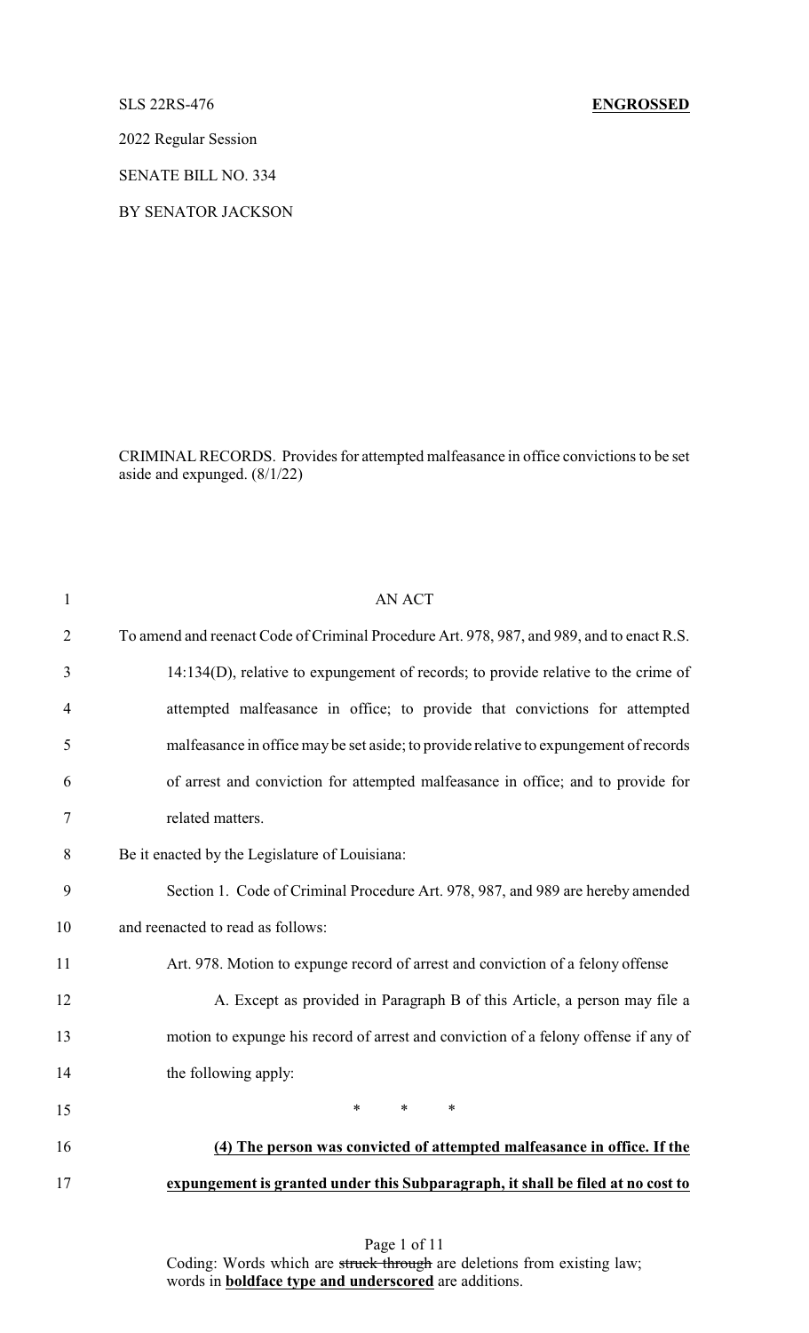SLS 22RS-476 **ENGROSSED**

2022 Regular Session

SENATE BILL NO. 334

BY SENATOR JACKSON

CRIMINAL RECORDS. Provides for attempted malfeasance in office convictions to be set aside and expunged. (8/1/22)

AN ACT

To amend and reenact Code of Criminal Procedure Art. 978, 987, and 989, and to enact R.S. 14:134(D), relative to expungement of records; to provide relative to the crime of attempted malfeasance in office; to provide that convictions for attempted malfeasance in office may be set aside; to provide relative to expungement of records of arrest and conviction for attempted malfeasance in office; and to provide for related matters.

Be it enacted by the Legislature of Louisiana:

Section 1. Code of Criminal Procedure Art. 978, 987, and 989 are hereby amended and reenacted to read as follows:

Art. 978. Motion to expunge record of arrest and conviction of a felony offense

A. Except as provided in Paragraph B of this Article, a person may file a motion to expunge his record of arrest and conviction of a felony offense if any of the following apply:

\* \* \*

**(4) The person was convicted of attempted malfeasance in office. If the expungement is granted under this Subparagraph, it shall be filed at no cost to**

Coding: Words which are ~~struck through~~ are deletions from existing law; words in **boldface type and underscored** are additions.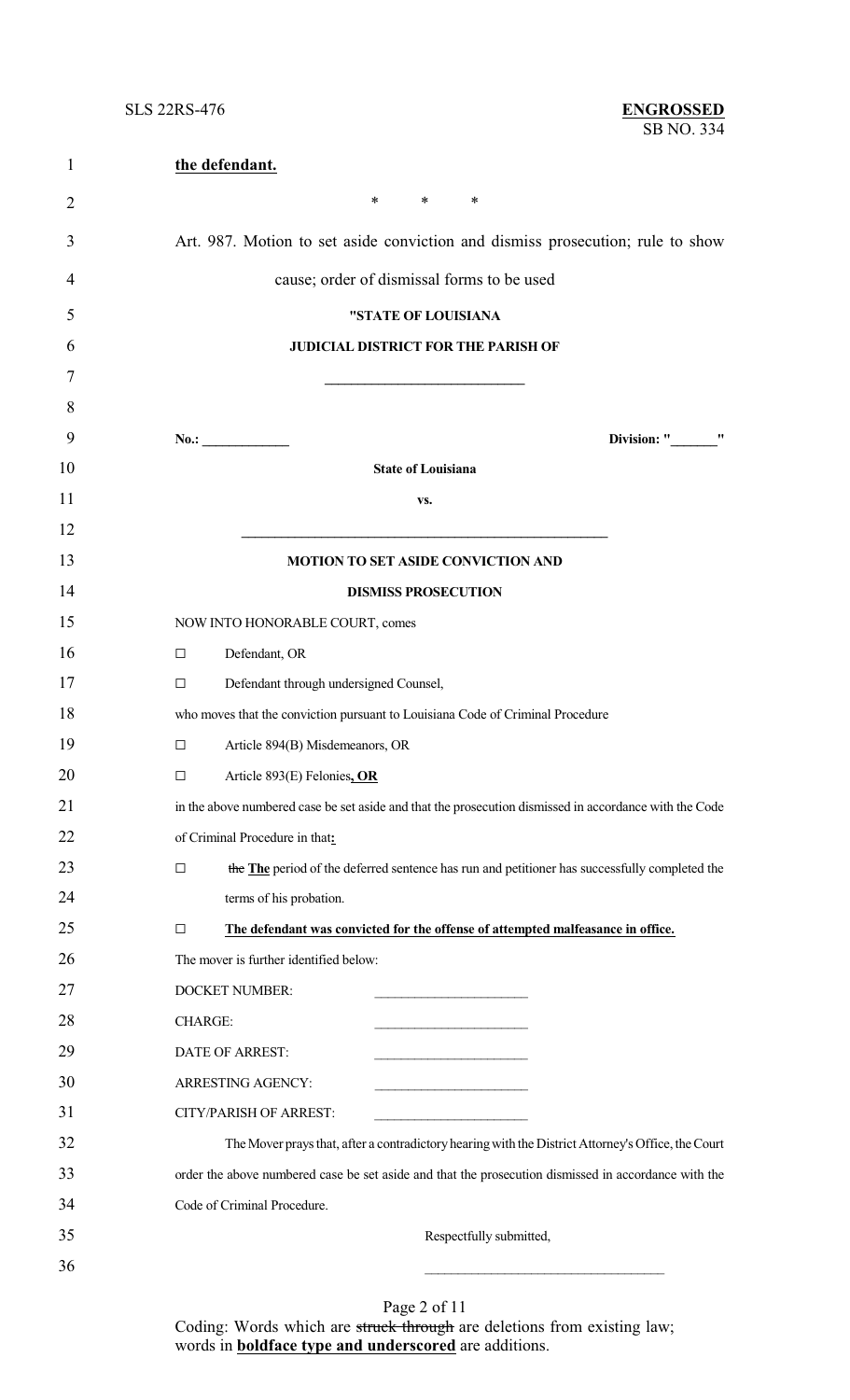**the defendant.**

\* \* \*

Art. 987. Motion to set aside conviction and dismiss prosecution; rule to show cause; order of dismissal forms to be used

**"STATE OF LOUISIANA**

**JUDICIAL DISTRICT FOR THE PARISH OF**

**___________________________**

**No.: ____________** **Division: "______"**

**State of Louisiana**

**vs.**

**__________________________________________________**

**MOTION TO SET ASIDE CONVICTION AND**

**DISMISS PROSECUTION**

NOW INTO HONORABLE COURT, comes

□ Defendant, OR

□ Defendant through undersigned Counsel,

who moves that the conviction pursuant to Louisiana Code of Criminal Procedure

□ Article 894(B) Misdemeanors, OR

□ Article 893(E) Felonies**, OR**

in the above numbered case be set aside and that the prosecution dismissed in accordance with the Code of Criminal Procedure in that**:**

□ ~~the~~ **The** period of the deferred sentence has run and petitioner has successfully completed the terms of his probation.

□ **The defendant was convicted for the offense of attempted malfeasance in office.**

The mover is further identified below:

DOCKET NUMBER: ______________________

CHARGE: ______________________

DATE OF ARREST: ______________________

ARRESTING AGENCY: ______________________

CITY/PARISH OF ARREST: ______________________

The Mover prays that, after a contradictory hearing with the District Attorney's Office, the Court order the above numbered case be set aside and that the prosecution dismissed in accordance with the Code of Criminal Procedure.

Respectfully submitted,

_________________________________

Coding: Words which are ~~struck through~~ are deletions from existing law; words in **boldface type and underscored** are additions.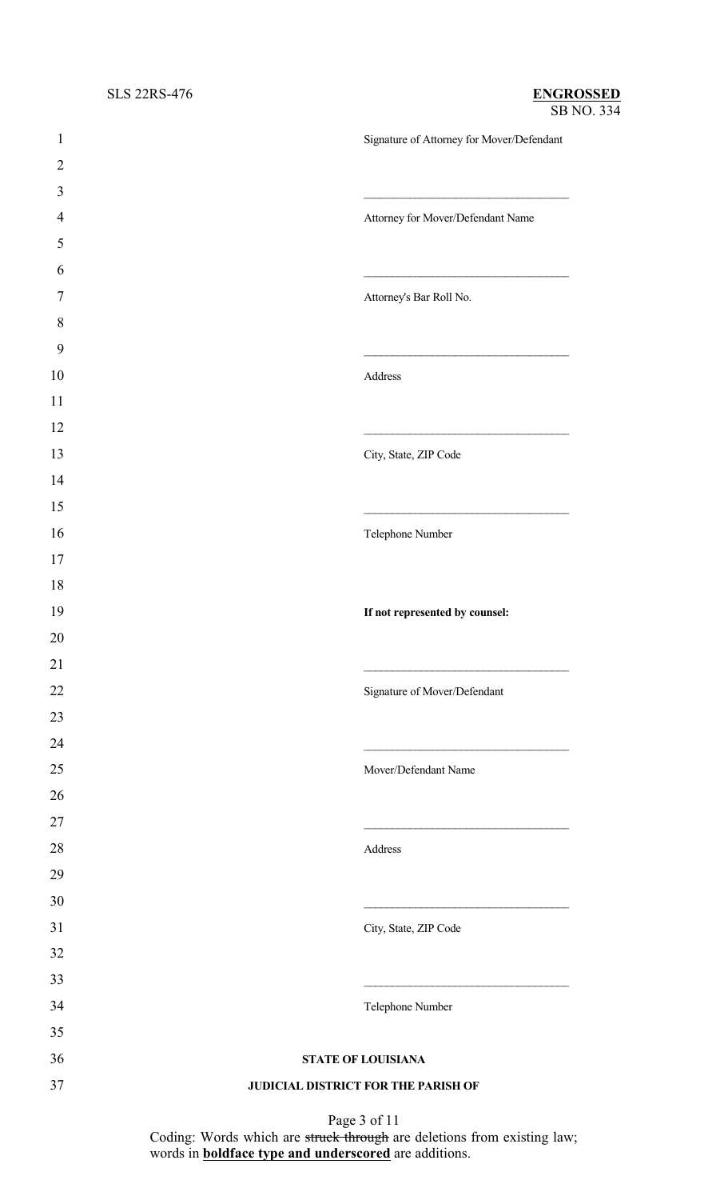Signature of Attorney for Mover/Defendant

\_\_\_\_\_\_\_\_\_\_\_\_\_\_\_\_\_\_\_\_\_\_\_\_\_\_\_\_\_\_\_\_\_\_

Attorney for Mover/Defendant Name

\_\_\_\_\_\_\_\_\_\_\_\_\_\_\_\_\_\_\_\_\_\_\_\_\_\_\_\_\_\_\_\_\_\_

Attorney's Bar Roll No.

\_\_\_\_\_\_\_\_\_\_\_\_\_\_\_\_\_\_\_\_\_\_\_\_\_\_\_\_\_\_\_\_\_\_

Address

\_\_\_\_\_\_\_\_\_\_\_\_\_\_\_\_\_\_\_\_\_\_\_\_\_\_\_\_\_\_\_\_\_\_

City, State, ZIP Code

\_\_\_\_\_\_\_\_\_\_\_\_\_\_\_\_\_\_\_\_\_\_\_\_\_\_\_\_\_\_\_\_\_\_

Telephone Number

**If not represented by counsel:**

\_\_\_\_\_\_\_\_\_\_\_\_\_\_\_\_\_\_\_\_\_\_\_\_\_\_\_\_\_\_\_\_\_\_

Signature of Mover/Defendant

\_\_\_\_\_\_\_\_\_\_\_\_\_\_\_\_\_\_\_\_\_\_\_\_\_\_\_\_\_\_\_\_\_\_

Mover/Defendant Name

\_\_\_\_\_\_\_\_\_\_\_\_\_\_\_\_\_\_\_\_\_\_\_\_\_\_\_\_\_\_\_\_\_\_

Address

\_\_\_\_\_\_\_\_\_\_\_\_\_\_\_\_\_\_\_\_\_\_\_\_\_\_\_\_\_\_\_\_\_\_

City, State, ZIP Code

\_\_\_\_\_\_\_\_\_\_\_\_\_\_\_\_\_\_\_\_\_\_\_\_\_\_\_\_\_\_\_\_\_\_

Telephone Number

**STATE OF LOUISIANA**

**JUDICIAL DISTRICT FOR THE PARISH OF**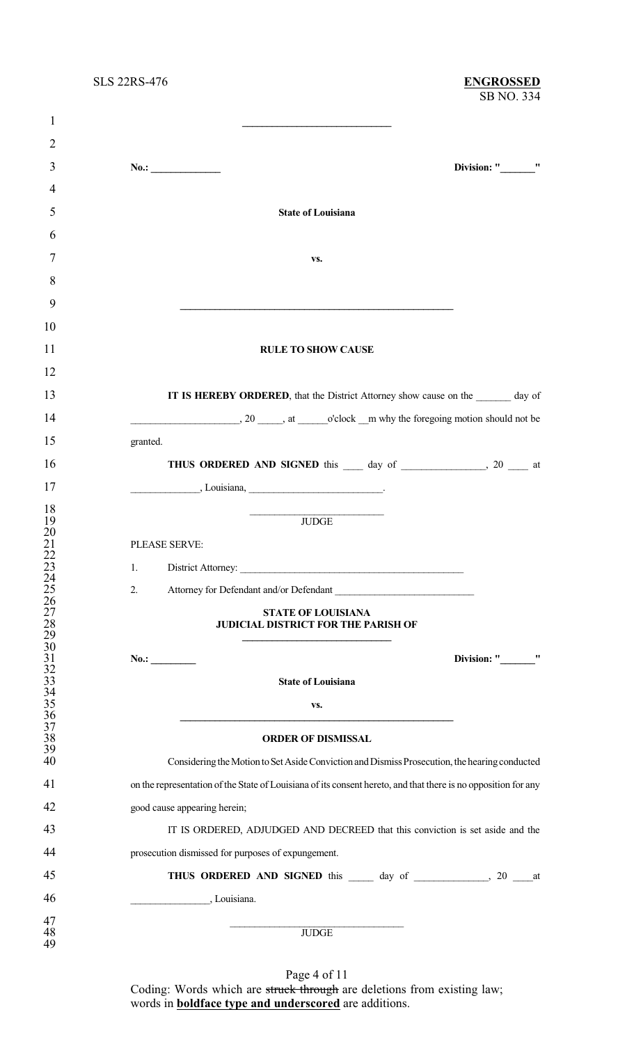\_\_\_\_\_\_\_\_\_\_\_\_\_\_\_\_\_\_\_\_\_\_\_\_\_\_\_\_

**No.: \_\_\_\_\_\_\_\_\_\_\_\_\_\_** **Division: "\_\_\_\_\_\_\_"**

**State of Louisiana**

**vs.**

\_\_\_\_\_\_\_\_\_\_\_\_\_\_\_\_\_\_\_\_\_\_\_\_\_\_\_\_\_\_\_\_\_\_\_\_\_\_\_\_\_\_\_\_\_\_\_\_\_\_\_

**RULE TO SHOW CAUSE**

**IT IS HEREBY ORDERED**, that the District Attorney show cause on the \_\_\_\_\_\_\_ day of \_\_\_\_\_\_\_\_\_\_\_\_\_\_\_\_\_\_\_\_\_\_, 20 \_\_\_\_\_, at \_\_\_\_\_\_o'clock \_\_m why the foregoing motion should not be granted.

**THUS ORDERED AND SIGNED** this \_\_\_\_ day of \_\_\_\_\_\_\_\_\_\_\_\_\_\_\_\_\_, 20 \_\_\_\_ at \_\_\_\_\_\_\_\_\_\_\_\_\_\_, Louisiana, \_\_\_\_\_\_\_\_\_\_\_\_\_\_\_\_\_\_\_\_\_\_\_\_\_\_.

\_\_\_\_\_\_\_\_\_\_\_\_\_\_\_\_\_\_\_\_\_\_\_\_\_\_
JUDGE

PLEASE SERVE:

1. District Attorney: \_\_\_\_\_\_\_\_\_\_\_\_\_\_\_\_\_\_\_\_\_\_\_\_\_\_\_\_\_\_\_\_\_\_\_\_\_\_\_\_\_\_\_\_\_\_

2. Attorney for Defendant and/or Defendant \_\_\_\_\_\_\_\_\_\_\_\_\_\_\_\_\_\_\_\_\_\_\_\_\_\_\_\_

**STATE OF LOUISIANA**
**JUDICIAL DISTRICT FOR THE PARISH OF**
\_\_\_\_\_\_\_\_\_\_\_\_\_\_\_\_\_\_\_\_\_\_\_\_\_\_\_\_\_\_

**No.: \_\_\_\_\_\_\_\_\_** **Division: "\_\_\_\_\_\_\_"**

**State of Louisiana**

**vs.**

\_\_\_\_\_\_\_\_\_\_\_\_\_\_\_\_\_\_\_\_\_\_\_\_\_\_\_\_\_\_\_\_\_\_\_\_\_\_\_\_\_\_\_\_\_\_\_\_\_\_\_

**ORDER OF DISMISSAL**

Considering the Motion to Set Aside Conviction and Dismiss Prosecution, the hearing conducted on the representation of the State of Louisiana of its consent hereto, and that there is no opposition for any good cause appearing herein;

IT IS ORDERED, ADJUDGED AND DECREED that this conviction is set aside and the prosecution dismissed for purposes of expungement.

**THUS ORDERED AND SIGNED** this \_\_\_\_\_ day of \_\_\_\_\_\_\_\_\_\_\_\_\_\_, 20 \_\_\_\_at \_\_\_\_\_\_\_\_\_\_\_\_\_\_\_\_, Louisiana.

\_\_\_\_\_\_\_\_\_\_\_\_\_\_\_\_\_\_\_\_\_\_\_\_\_\_\_\_\_\_\_\_\_\_
JUDGE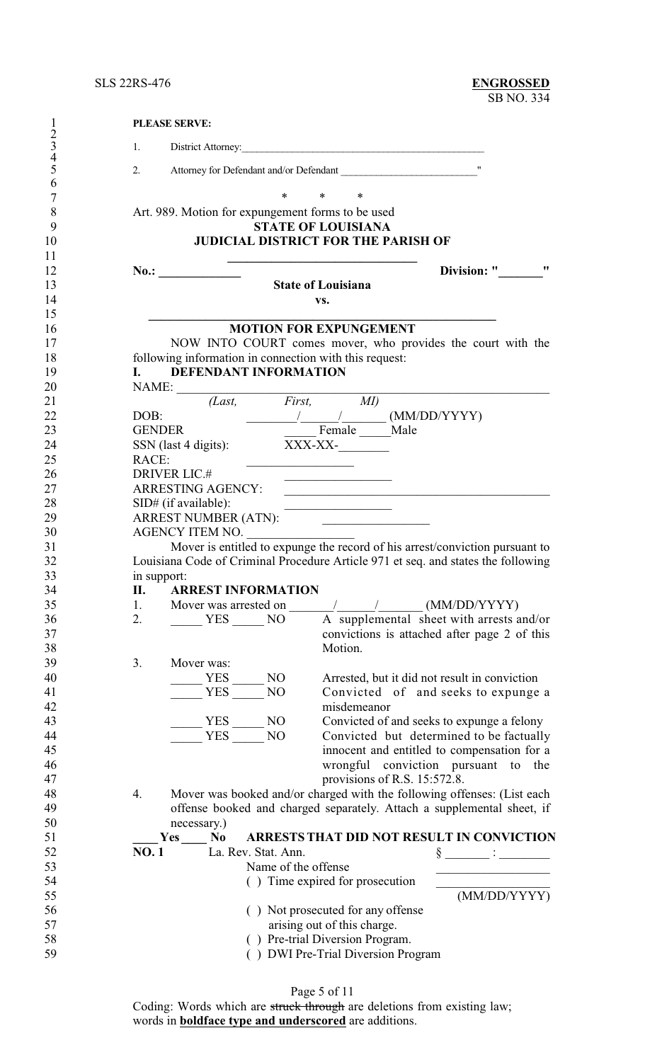**PLEASE SERVE:**

1. District Attorney:_______________________________________________

2. Attorney for Defendant and/or Defendant _________________________"

\* \* \*

Art. 989. Motion for expungement forms to be used

**STATE OF LOUISIANA**
**JUDICIAL DISTRICT FOR THE PARISH OF**
**______________________________**

**No.: _____________** **Division: "_______"**

**State of Louisiana**
**vs.**
**____________________________________________________**

**MOTION FOR EXPUNGEMENT**

NOW INTO COURT comes mover, who provides the court with the following information in connection with this request:

**I. DEFENDANT INFORMATION**

NAME: ____________________________________________________________
*(Last, First, MI)*
DOB: _______/_____/_______ (MM/DD/YYYY)
GENDER _____ Female _____Male
SSN (last 4 digits): XXX-XX-________
RACE: _________________
DRIVER LIC.# _________________
ARRESTING AGENCY: ___________________________________________
SID# (if available): _________________
ARREST NUMBER (ATN): _________________
AGENCY ITEM NO. _________________

Mover is entitled to expunge the record of his arrest/conviction pursuant to Louisiana Code of Criminal Procedure Article 971 et seq. and states the following in support:

**II. ARREST INFORMATION**

1. Mover was arrested on _______/_____/_______ (MM/DD/YYYY)
2. _____ YES _____ NO A supplemental sheet with arrests and/or convictions is attached after page 2 of this Motion.
3. Mover was:
   _____ YES _____ NO Arrested, but it did not result in conviction
   _____ YES _____ NO Convicted of and seeks to expunge a misdemeanor
   _____ YES _____ NO Convicted of and seeks to expunge a felony
   _____ YES _____ NO Convicted but determined to be factually innocent and entitled to compensation for a wrongful conviction pursuant to the provisions of R.S. 15:572.8.
4. Mover was booked and/or charged with the following offenses: (List each offense booked and charged separately. Attach a supplemental sheet, if necessary.)

____ **Yes** ____ **No** **ARRESTS THAT DID NOT RESULT IN CONVICTION**

**NO. 1** La. Rev. Stat. Ann. § _______ : ________
Name of the offense __________________
( ) Time expired for prosecution __________________ (MM/DD/YYYY)
( ) Not prosecuted for any offense arising out of this charge.
( ) Pre-trial Diversion Program.
( ) DWI Pre-Trial Diversion Program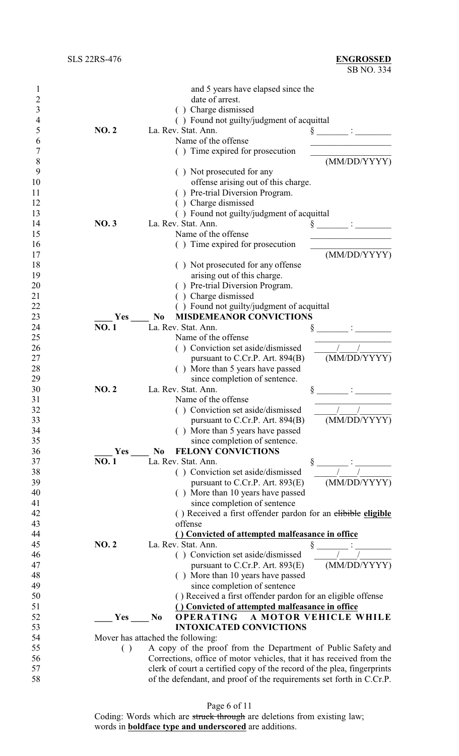and 5 years have elapsed since the date of arrest.

( ) Charge dismissed

( ) Found not guilty/judgment of acquittal

**NO. 2** La. Rev. Stat. Ann. § _______ : ________

Name of the offense _________________

( ) Time expired for prosecution _________________ (MM/DD/YYYY)

( ) Not prosecuted for any offense arising out of this charge.

( ) Pre-trial Diversion Program.

( ) Charge dismissed

( ) Found not guilty/judgment of acquittal

**NO. 3** La. Rev. Stat. Ann. § _______ : ________

Name of the offense _________________

( ) Time expired for prosecution _________________ (MM/DD/YYYY)

( ) Not prosecuted for any offense arising out of this charge.

( ) Pre-trial Diversion Program.

( ) Charge dismissed

( ) Found not guilty/judgment of acquittal

____ Yes ____ No **MISDEMEANOR CONVICTIONS**

**NO. 1** La. Rev. Stat. Ann. § _______ : ________

Name of the offense _________________

( ) Conviction set aside/dismissed pursuant to C.Cr.P. Art. 894(B) _____/____/_______ (MM/DD/YYYY)

( ) More than 5 years have passed since completion of sentence.

**NO. 2** La. Rev. Stat. Ann. § _______ : ________

Name of the offense _________________

( ) Conviction set aside/dismissed pursuant to C.Cr.P. Art. 894(B) _____/____/_______ (MM/DD/YYYY)

( ) More than 5 years have passed since completion of sentence.

____ Yes ____ No **FELONY CONVICTIONS**

**NO. 1** La. Rev. Stat. Ann. § _______ : ________

( ) Conviction set aside/dismissed pursuant to C.Cr.P. Art. 893(E) _____/____/_______ (MM/DD/YYYY)

( ) More than 10 years have passed since completion of sentence

() Received a first offender pardon for an ~~elibible~~ **eligible** offense

**() Convicted of attempted malfeasance in office**

**NO. 2** La. Rev. Stat. Ann. § _______ : ________

( ) Conviction set aside/dismissed pursuant to C.Cr.P. Art. 893(E) _____/____/_______ (MM/DD/YYYY)

( ) More than 10 years have passed since completion of sentence

() Received a first offender pardon for an eligible offense

**() Convicted of attempted malfeasance in office**

____ Yes ____ No **OPERATING A MOTOR VEHICLE WHILE INTOXICATED CONVICTIONS**

Mover has attached the following:

( ) A copy of the proof from the Department of Public Safety and Corrections, office of motor vehicles, that it has received from the clerk of court a certified copy of the record of the plea, fingerprints of the defendant, and proof of the requirements set forth in C.Cr.P.

Coding: Words which are ~~struck through~~ are deletions from existing law; words in **boldface type and underscored** are additions.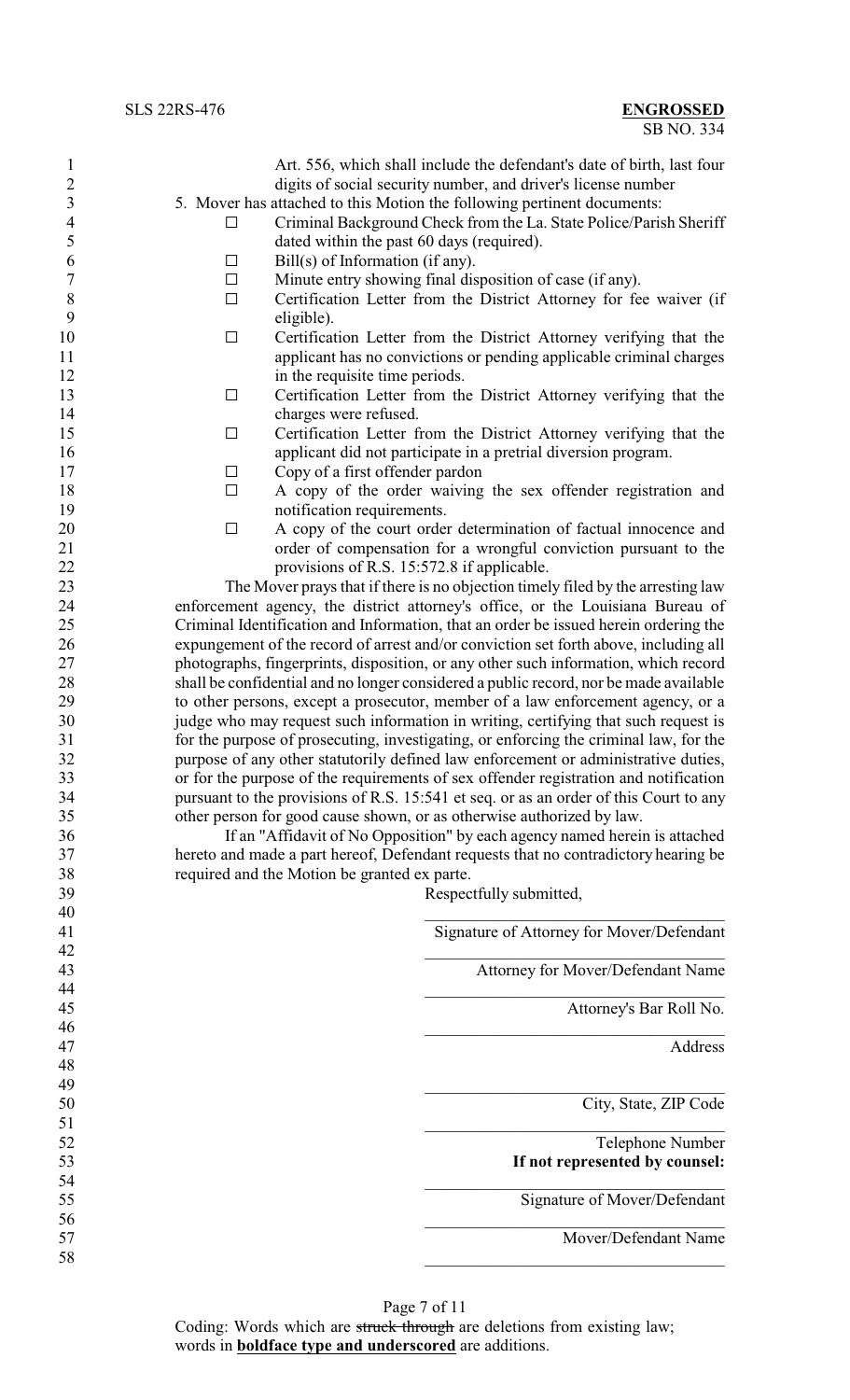Art. 556, which shall include the defendant's date of birth, last four digits of social security number, and driver's license number

5. Mover has attached to this Motion the following pertinent documents:

- □ Criminal Background Check from the La. State Police/Parish Sheriff dated within the past 60 days (required).
- □ Bill(s) of Information (if any).
- □ Minute entry showing final disposition of case (if any).
- □ Certification Letter from the District Attorney for fee waiver (if eligible).
- □ Certification Letter from the District Attorney verifying that the applicant has no convictions or pending applicable criminal charges in the requisite time periods.
- □ Certification Letter from the District Attorney verifying that the charges were refused.
- □ Certification Letter from the District Attorney verifying that the applicant did not participate in a pretrial diversion program.
- □ Copy of a first offender pardon
- □ A copy of the order waiving the sex offender registration and notification requirements.
- □ A copy of the court order determination of factual innocence and order of compensation for a wrongful conviction pursuant to the provisions of R.S. 15:572.8 if applicable.

The Mover prays that if there is no objection timely filed by the arresting law enforcement agency, the district attorney's office, or the Louisiana Bureau of Criminal Identification and Information, that an order be issued herein ordering the expungement of the record of arrest and/or conviction set forth above, including all photographs, fingerprints, disposition, or any other such information, which record shall be confidential and no longer considered a public record, nor be made available to other persons, except a prosecutor, member of a law enforcement agency, or a judge who may request such information in writing, certifying that such request is for the purpose of prosecuting, investigating, or enforcing the criminal law, for the purpose of any other statutorily defined law enforcement or administrative duties, or for the purpose of the requirements of sex offender registration and notification pursuant to the provisions of R.S. 15:541 et seq. or as an order of this Court to any other person for good cause shown, or as otherwise authorized by law.

If an "Affidavit of No Opposition" by each agency named herein is attached hereto and made a part hereof, Defendant requests that no contradictory hearing be required and the Motion be granted ex parte.

Respectfully submitted,

\_\_\_\_\_\_\_\_\_\_\_\_\_\_\_\_\_\_\_\_\_\_\_\_\_\_\_\_\_\_\_\_\_\_\_
Signature of Attorney for Mover/Defendant

\_\_\_\_\_\_\_\_\_\_\_\_\_\_\_\_\_\_\_\_\_\_\_\_\_\_\_\_\_\_\_\_\_\_\_
Attorney for Mover/Defendant Name

\_\_\_\_\_\_\_\_\_\_\_\_\_\_\_\_\_\_\_\_\_\_\_\_\_\_\_\_\_\_\_\_\_\_\_
Attorney's Bar Roll No.

\_\_\_\_\_\_\_\_\_\_\_\_\_\_\_\_\_\_\_\_\_\_\_\_\_\_\_\_\_\_\_\_\_\_\_
Address

\_\_\_\_\_\_\_\_\_\_\_\_\_\_\_\_\_\_\_\_\_\_\_\_\_\_\_\_\_\_\_\_\_\_\_
City, State, ZIP Code

\_\_\_\_\_\_\_\_\_\_\_\_\_\_\_\_\_\_\_\_\_\_\_\_\_\_\_\_\_\_\_\_\_\_\_
Telephone Number

**If not represented by counsel:**

\_\_\_\_\_\_\_\_\_\_\_\_\_\_\_\_\_\_\_\_\_\_\_\_\_\_\_\_\_\_\_\_\_\_\_
Signature of Mover/Defendant

\_\_\_\_\_\_\_\_\_\_\_\_\_\_\_\_\_\_\_\_\_\_\_\_\_\_\_\_\_\_\_\_\_\_\_
Mover/Defendant Name

\_\_\_\_\_\_\_\_\_\_\_\_\_\_\_\_\_\_\_\_\_\_\_\_\_\_\_\_\_\_\_\_\_\_\_

Coding: Words which are ~~struck through~~ are deletions from existing law; words in **underscored boldface type** are additions.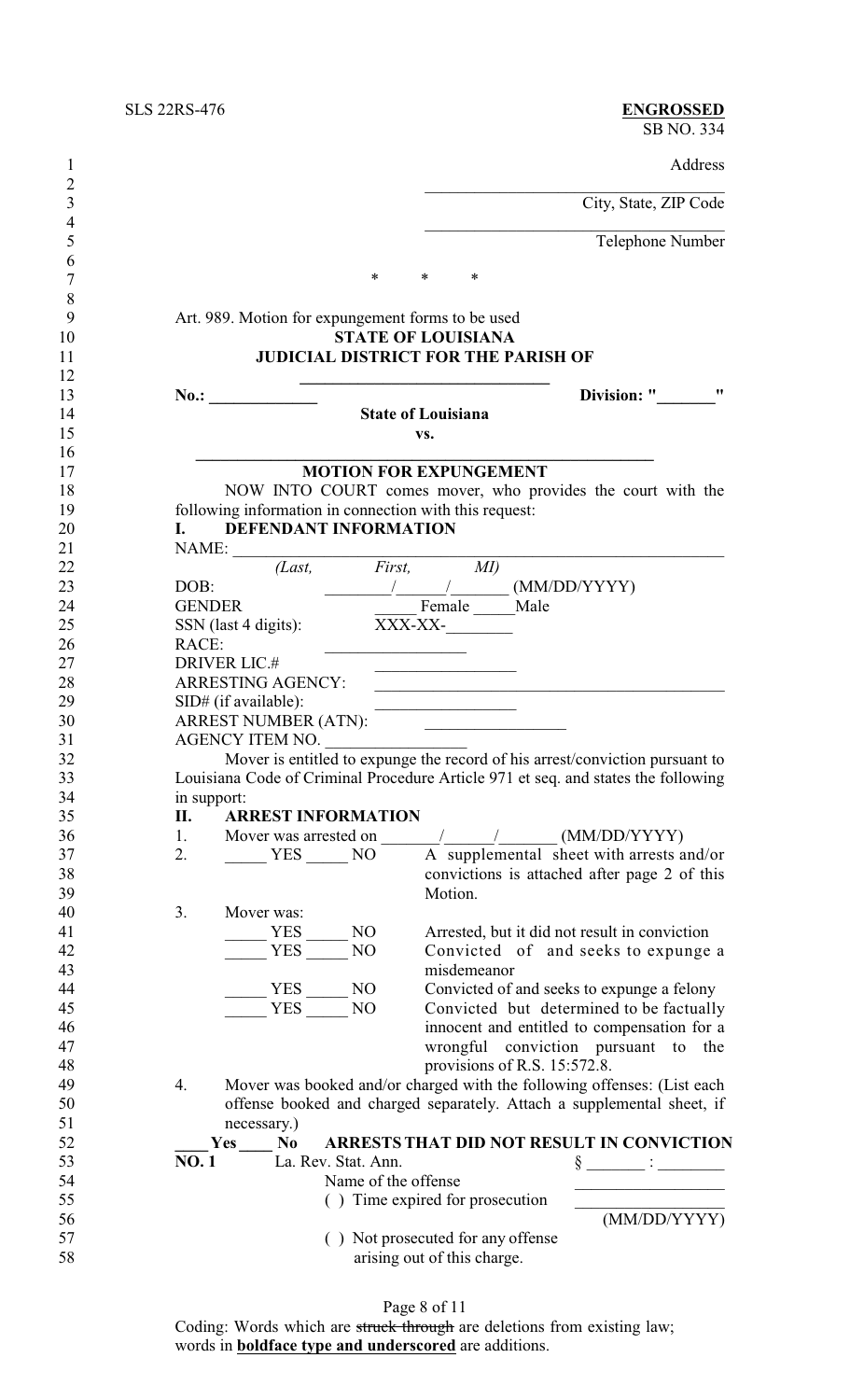Address

\_\_\_\_\_\_\_\_\_\_\_\_\_\_\_\_\_\_\_\_\_\_\_\_\_\_\_\_\_\_\_\_\_\_

City, State, ZIP Code

\_\_\_\_\_\_\_\_\_\_\_\_\_\_\_\_\_\_\_\_\_\_\_\_\_\_\_\_\_\_\_\_\_\_

Telephone Number

\* \* \*

Art. 989. Motion for expungement forms to be used

**STATE OF LOUISIANA**

**JUDICIAL DISTRICT FOR THE PARISH OF**

**\_\_\_\_\_\_\_\_\_\_\_\_\_\_\_\_\_\_\_\_\_\_\_\_\_\_\_\_\_\_\_\_**

**No.: \_\_\_\_\_\_\_\_\_\_\_\_\_** **Division: "\_\_\_\_\_\_\_"**

**State of Louisiana**

**vs.**

**\_\_\_\_\_\_\_\_\_\_\_\_\_\_\_\_\_\_\_\_\_\_\_\_\_\_\_\_\_\_\_\_\_\_\_\_\_\_\_\_\_\_\_\_\_\_\_\_\_\_\_\_\_**

**MOTION FOR EXPUNGEMENT**

NOW INTO COURT comes mover, who provides the court with the following information in connection with this request:

**I. DEFENDANT INFORMATION**

NAME: \_\_\_\_\_\_\_\_\_\_\_\_\_\_\_\_\_\_\_\_\_\_\_\_\_\_\_\_\_\_\_\_\_\_\_\_\_\_\_\_\_\_\_\_\_\_\_\_\_\_\_\_\_

*(Last, First, MI)*

DOB: \_\_\_\_\_\_\_\_/\_\_\_\_\_\_/\_\_\_\_\_\_\_ (MM/DD/YYYY)

GENDER \_\_\_\_\_ Female \_\_\_\_\_Male

SSN (last 4 digits): XXX-XX-\_\_\_\_\_\_\_\_

RACE: \_\_\_\_\_\_\_\_\_\_\_\_\_\_\_\_\_

DRIVER LIC.# \_\_\_\_\_\_\_\_\_\_\_\_\_\_\_\_\_

ARRESTING AGENCY: \_\_\_\_\_\_\_\_\_\_\_\_\_\_\_\_\_\_\_\_\_\_\_\_\_\_\_\_\_\_\_\_\_\_\_\_\_\_\_\_\_

SID# (if available): \_\_\_\_\_\_\_\_\_\_\_\_\_\_\_\_\_\_

ARREST NUMBER (ATN): \_\_\_\_\_\_\_\_\_\_\_\_\_\_\_\_\_

AGENCY ITEM NO. \_\_\_\_\_\_\_\_\_\_\_\_\_\_\_\_\_

Mover is entitled to expunge the record of his arrest/conviction pursuant to Louisiana Code of Criminal Procedure Article 971 et seq. and states the following in support:

**II. ARREST INFORMATION**

1. Mover was arrested on \_\_\_\_\_\_\_/\_\_\_\_\_\_/\_\_\_\_\_\_\_ (MM/DD/YYYY)
2. \_\_\_\_\_ YES \_\_\_\_\_ NO A supplemental sheet with arrests and/or convictions is attached after page 2 of this Motion.
3. Mover was:

   \_\_\_\_\_ YES \_\_\_\_\_ NO Arrested, but it did not result in conviction

   \_\_\_\_\_ YES \_\_\_\_\_ NO Convicted of and seeks to expunge a misdemeanor

   \_\_\_\_\_ YES \_\_\_\_\_ NO Convicted of and seeks to expunge a felony

   \_\_\_\_\_ YES \_\_\_\_\_ NO Convicted but determined to be factually innocent and entitled to compensation for a wrongful conviction pursuant to the provisions of R.S. 15:572.8.
4. Mover was booked and/or charged with the following offenses: (List each offense booked and charged separately. Attach a supplemental sheet, if necessary.)

**\_\_\_\_Yes \_\_\_\_ No ARRESTS THAT DID NOT RESULT IN CONVICTION**

**NO. 1** La. Rev. Stat. Ann. § \_\_\_\_\_\_\_ : \_\_\_\_\_\_\_\_

Name of the offense \_\_\_\_\_\_\_\_\_\_\_\_\_\_\_\_\_\_

( ) Time expired for prosecution \_\_\_\_\_\_\_\_\_\_\_\_\_\_\_\_\_\_ (MM/DD/YYYY)

( ) Not prosecuted for any offense arising out of this charge.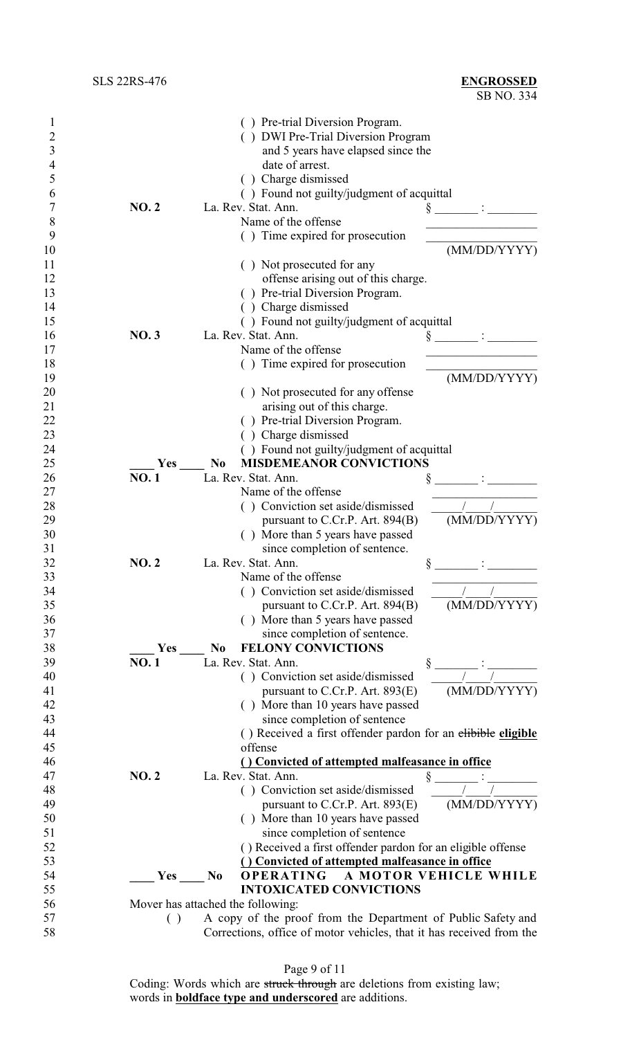( ) Pre-trial Diversion Program.
( ) DWI Pre-Trial Diversion Program and 5 years have elapsed since the date of arrest.
( ) Charge dismissed
( ) Found not guilty/judgment of acquittal

**NO. 2** La. Rev. Stat. Ann. § _______ : ________
Name of the offense __________________
( ) Time expired for prosecution __________________ (MM/DD/YYYY)
( ) Not prosecuted for any offense arising out of this charge.
( ) Pre-trial Diversion Program.
( ) Charge dismissed
( ) Found not guilty/judgment of acquittal

**NO. 3** La. Rev. Stat. Ann. § _______ : ________
Name of the offense __________________
( ) Time expired for prosecution __________________ (MM/DD/YYYY)
( ) Not prosecuted for any offense arising out of this charge.
( ) Pre-trial Diversion Program.
( ) Charge dismissed
( ) Found not guilty/judgment of acquittal

____ Yes ____ No **MISDEMEANOR CONVICTIONS**

**NO. 1** La. Rev. Stat. Ann. § _______ : ________
Name of the offense __________________
( ) Conviction set aside/dismissed pursuant to C.Cr.P. Art. 894(B) _____/___/_______ (MM/DD/YYYY)
( ) More than 5 years have passed since completion of sentence.

**NO. 2** La. Rev. Stat. Ann. § _______ : ________
Name of the offense __________________
( ) Conviction set aside/dismissed pursuant to C.Cr.P. Art. 894(B) _____/___/_______ (MM/DD/YYYY)
( ) More than 5 years have passed since completion of sentence.

____ Yes ____ No **FELONY CONVICTIONS**

**NO. 1** La. Rev. Stat. Ann. § _______ : ________
( ) Conviction set aside/dismissed pursuant to C.Cr.P. Art. 893(E) _____/___/_______ (MM/DD/YYYY)
( ) More than 10 years have passed since completion of sentence
( ) Received a first offender pardon for an ~~elibible~~ **eligible** offense
**( ) Convicted of attempted malfeasance in office**

**NO. 2** La. Rev. Stat. Ann. § _______ : ________
( ) Conviction set aside/dismissed pursuant to C.Cr.P. Art. 893(E) _____/___/_______ (MM/DD/YYYY)
( ) More than 10 years have passed since completion of sentence
( ) Received a first offender pardon for an eligible offense
**( ) Convicted of attempted malfeasance in office**

____ Yes ____ No **OPERATING A MOTOR VEHICLE WHILE INTOXICATED CONVICTIONS**

Mover has attached the following:

( ) A copy of the proof from the Department of Public Safety and Corrections, office of motor vehicles, that it has received from the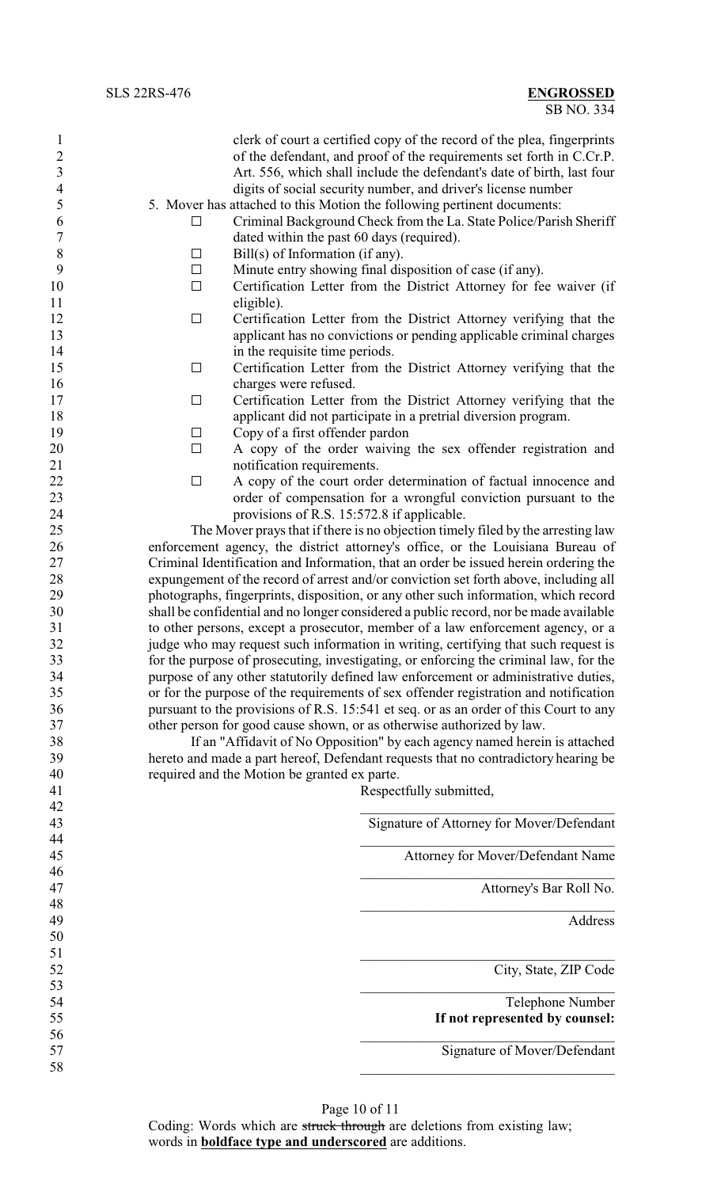clerk of court a certified copy of the record of the plea, fingerprints of the defendant, and proof of the requirements set forth in C.Cr.P. Art. 556, which shall include the defendant's date of birth, last four digits of social security number, and driver's license number

5. Mover has attached to this Motion the following pertinent documents:

- ☐ Criminal Background Check from the La. State Police/Parish Sheriff dated within the past 60 days (required).
- ☐ Bill(s) of Information (if any).
- ☐ Minute entry showing final disposition of case (if any).
- ☐ Certification Letter from the District Attorney for fee waiver (if eligible).
- ☐ Certification Letter from the District Attorney verifying that the applicant has no convictions or pending applicable criminal charges in the requisite time periods.
- ☐ Certification Letter from the District Attorney verifying that the charges were refused.
- ☐ Certification Letter from the District Attorney verifying that the applicant did not participate in a pretrial diversion program.
- ☐ Copy of a first offender pardon
- ☐ A copy of the order waiving the sex offender registration and notification requirements.
- ☐ A copy of the court order determination of factual innocence and order of compensation for a wrongful conviction pursuant to the provisions of R.S. 15:572.8 if applicable.

The Mover prays that if there is no objection timely filed by the arresting law enforcement agency, the district attorney's office, or the Louisiana Bureau of Criminal Identification and Information, that an order be issued herein ordering the expungement of the record of arrest and/or conviction set forth above, including all photographs, fingerprints, disposition, or any other such information, which record shall be confidential and no longer considered a public record, nor be made available to other persons, except a prosecutor, member of a law enforcement agency, or a judge who may request such information in writing, certifying that such request is for the purpose of prosecuting, investigating, or enforcing the criminal law, for the purpose of any other statutorily defined law enforcement or administrative duties, or for the purpose of the requirements of sex offender registration and notification pursuant to the provisions of R.S. 15:541 et seq. or as an order of this Court to any other person for good cause shown, or as otherwise authorized by law.

If an "Affidavit of No Opposition" by each agency named herein is attached hereto and made a part hereof, Defendant requests that no contradictory hearing be required and the Motion be granted ex parte.

Respectfully submitted,

\_\_\_\_\_\_\_\_\_\_\_\_\_\_\_\_\_\_\_\_\_\_\_\_\_\_\_\_\_\_\_\_\_\_\_

Signature of Attorney for Mover/Defendant

\_\_\_\_\_\_\_\_\_\_\_\_\_\_\_\_\_\_\_\_\_\_\_\_\_\_\_\_\_\_\_\_\_\_\_

Attorney for Mover/Defendant Name

\_\_\_\_\_\_\_\_\_\_\_\_\_\_\_\_\_\_\_\_\_\_\_\_\_\_\_\_\_\_\_\_\_\_\_

Attorney's Bar Roll No.

\_\_\_\_\_\_\_\_\_\_\_\_\_\_\_\_\_\_\_\_\_\_\_\_\_\_\_\_\_\_\_\_\_\_\_

Address

\_\_\_\_\_\_\_\_\_\_\_\_\_\_\_\_\_\_\_\_\_\_\_\_\_\_\_\_\_\_\_\_\_\_\_

City, State, ZIP Code

\_\_\_\_\_\_\_\_\_\_\_\_\_\_\_\_\_\_\_\_\_\_\_\_\_\_\_\_\_\_\_\_\_\_\_

Telephone Number

**If not represented by counsel:**

\_\_\_\_\_\_\_\_\_\_\_\_\_\_\_\_\_\_\_\_\_\_\_\_\_\_\_\_\_\_\_\_\_\_\_

Signature of Mover/Defendant

\_\_\_\_\_\_\_\_\_\_\_\_\_\_\_\_\_\_\_\_\_\_\_\_\_\_\_\_\_\_\_\_\_\_\_

Coding: Words which are ~~struck through~~ are deletions from existing law; words in **boldface type and underscored** are additions.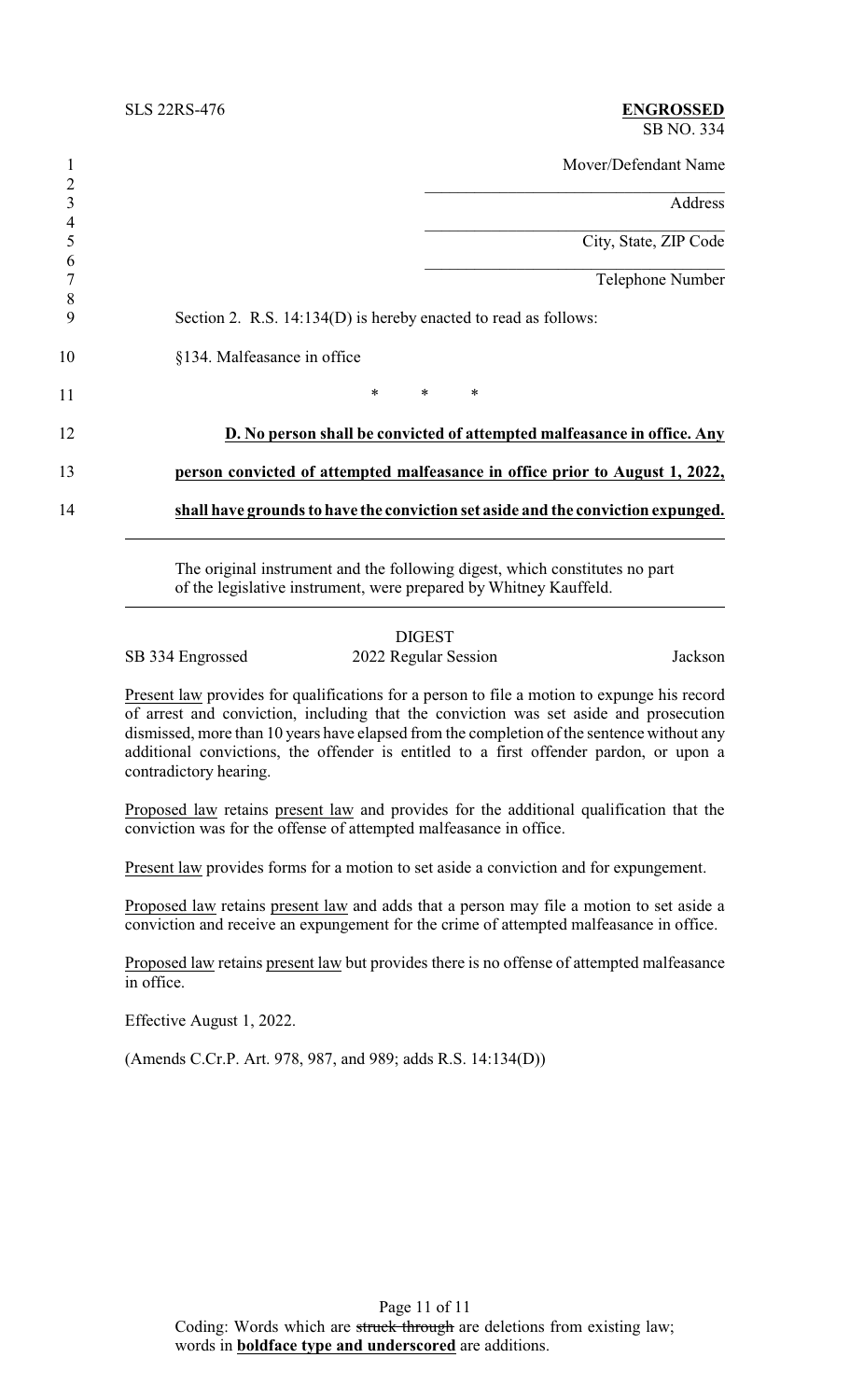Mover/Defendant Name

\_\_\_\_\_\_\_\_\_\_\_\_\_\_\_\_\_\_\_\_\_\_\_\_\_\_\_\_\_\_\_\_\_\_\_\_

Address

\_\_\_\_\_\_\_\_\_\_\_\_\_\_\_\_\_\_\_\_\_\_\_\_\_\_\_\_\_\_\_\_\_\_\_\_

City, State, ZIP Code

\_\_\_\_\_\_\_\_\_\_\_\_\_\_\_\_\_\_\_\_\_\_\_\_\_\_\_\_\_\_\_\_\_\_\_\_

Telephone Number

Section 2. R.S. 14:134(D) is hereby enacted to read as follows:

§134. Malfeasance in office

\* \* \*

**<u>D. No person shall be convicted of attempted malfeasance in office. Any person convicted of attempted malfeasance in office prior to August 1, 2022, shall have grounds to have the conviction set aside and the conviction expunged.</u>**

---

The original instrument and the following digest, which constitutes no part of the legislative instrument, were prepared by Whitney Kauffeld.

---

DIGEST

SB 334 Engrossed — 2022 Regular Session — Jackson

<u>Present law</u> provides for qualifications for a person to file a motion to expunge his record of arrest and conviction, including that the conviction was set aside and prosecution dismissed, more than 10 years have elapsed from the completion of the sentence without any additional convictions, the offender is entitled to a first offender pardon, or upon a contradictory hearing.

<u>Proposed law</u> retains <u>present law</u> and provides for the additional qualification that the conviction was for the offense of attempted malfeasance in office.

<u>Present law</u> provides forms for a motion to set aside a conviction and for expungement.

<u>Proposed law</u> retains <u>present law</u> and adds that a person may file a motion to set aside a conviction and receive an expungement for the crime of attempted malfeasance in office.

<u>Proposed law</u> retains <u>present law</u> but provides there is no offense of attempted malfeasance in office.

Effective August 1, 2022.

(Amends C.Cr.P. Art. 978, 987, and 989; adds R.S. 14:134(D))